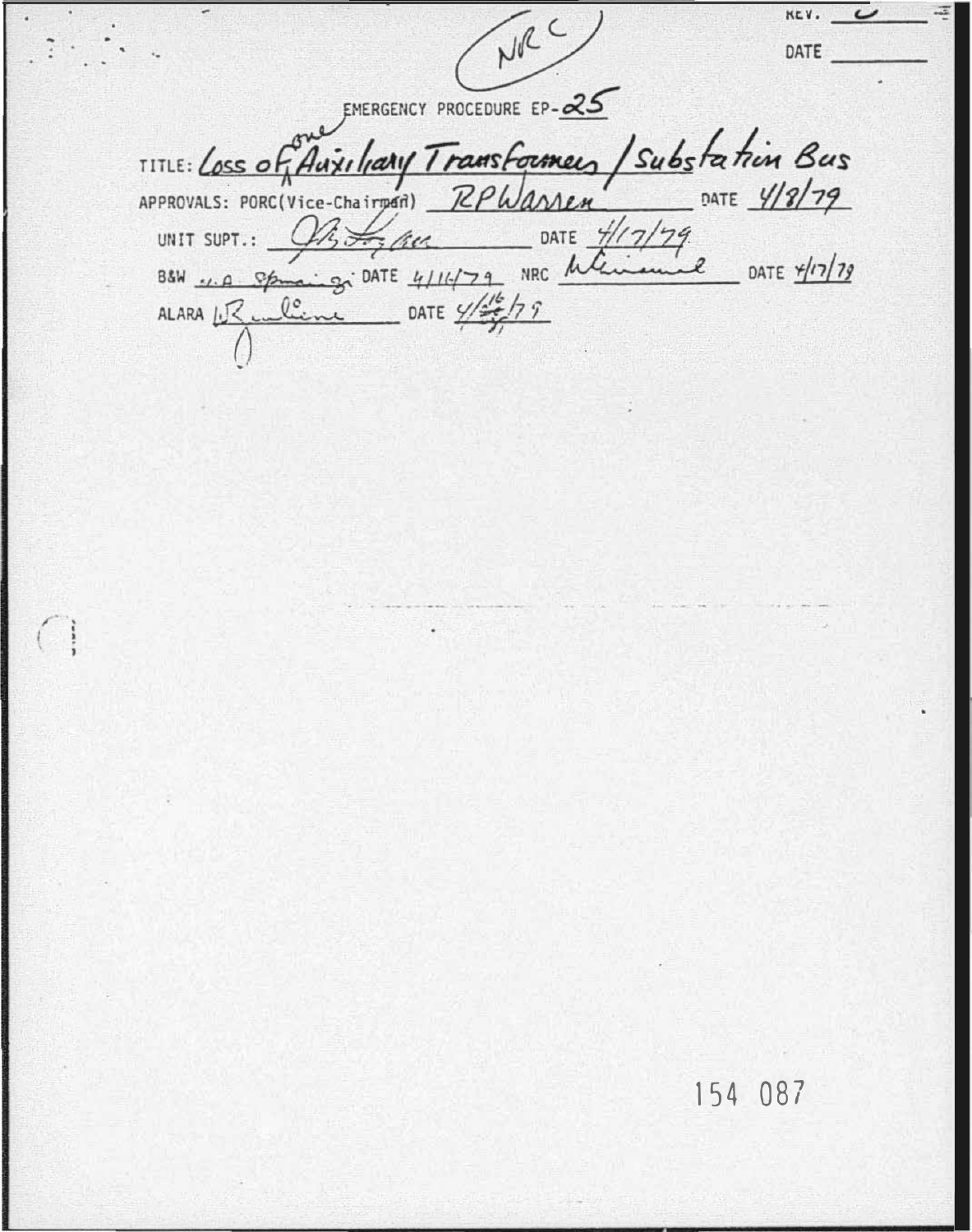NRC

REV. 0

DATE

EMERGENCY PROCEDURE EP-25

TITLE: Loss of one Auxiliary Transformer / Substation Bus

APPROVALS: PORC(Vice-Chairman) RPWarren DATE 4/8/79

UNIT SUPT.: DATE 4/17/79

B&W DATE 4/16/79 NRC DATE 4/17/79

ALARA DATE 4/16/79

154 087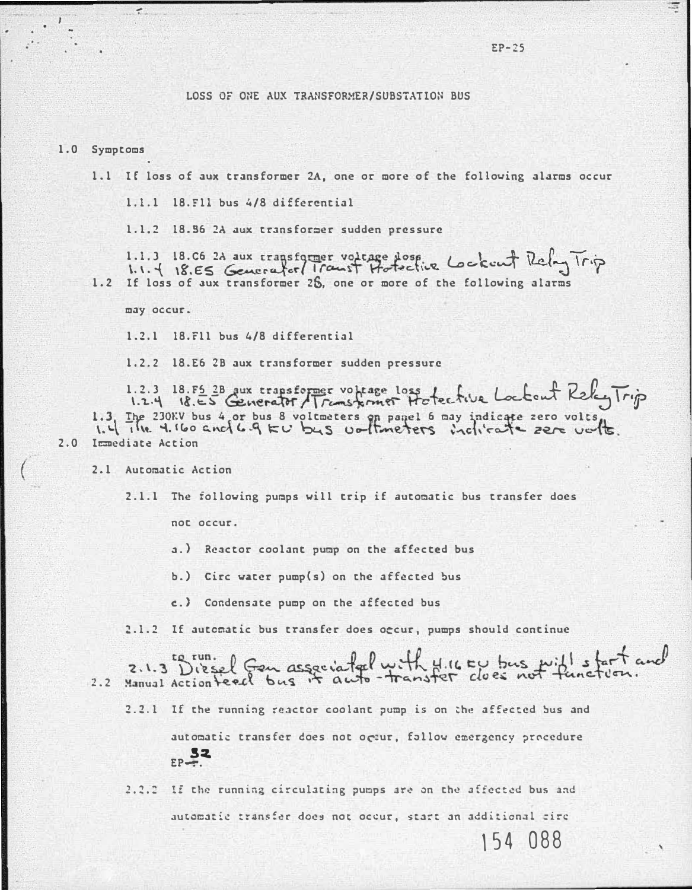EP-25

# LOSS OF ONE AUX TRANSFORMER/SUBSTATION BUS

1.0 Symptoms

1.1 If loss of aux transformer 2A, one or more of the following alarms occur

1.1.1 18.F11 bus 4/8 differential

1.1.2 18.B6 2A aux transformer sudden pressure

1.1.3 18.C6 2A aux transformer voltage loss

1.1.4 18.E5 Generator/Transf Protective Lockout Relay Trip

1.2 If loss of aux transformer 2B, one or more of the following alarms may occur.

1.2.1 18.F11 bus 4/8 differential

1.2.2 18.E6 2B aux transformer sudden pressure

1.2.3 18.F5 2B aux transformer voltage loss

1.2.4 18.E5 Generator/Transformer Protective Lockout Relay Trip

1.3 The 230KV bus 4 or bus 8 voltmeters on panel 6 may indicate zero volts.

1.4 The 4.160 and 6.9 KV bus voltmeters indicate zero volts.

2.0 Immediate Action

2.1 Automatic Action

2.1.1 The following pumps will trip if automatic bus transfer does not occur.

a.) Reactor coolant pump on the affected bus

b.) Circ water pump(s) on the affected bus

c.) Condensate pump on the affected bus

2.1.2 If automatic bus transfer does occur, pumps should continue to run.

2.1.3 Diesel Gen associated with 4.16 KV bus will start and feed bus if auto-transfer does not function.

2.2 Manual Action

2.2.1 If the running reactor coolant pump is on the affected bus and automatic transfer does not occur, follow emergency procedure EP-32.

2.2.2 If the running circulating pumps are on the affected bus and automatic transfer does not occur, start an additional circ

154 088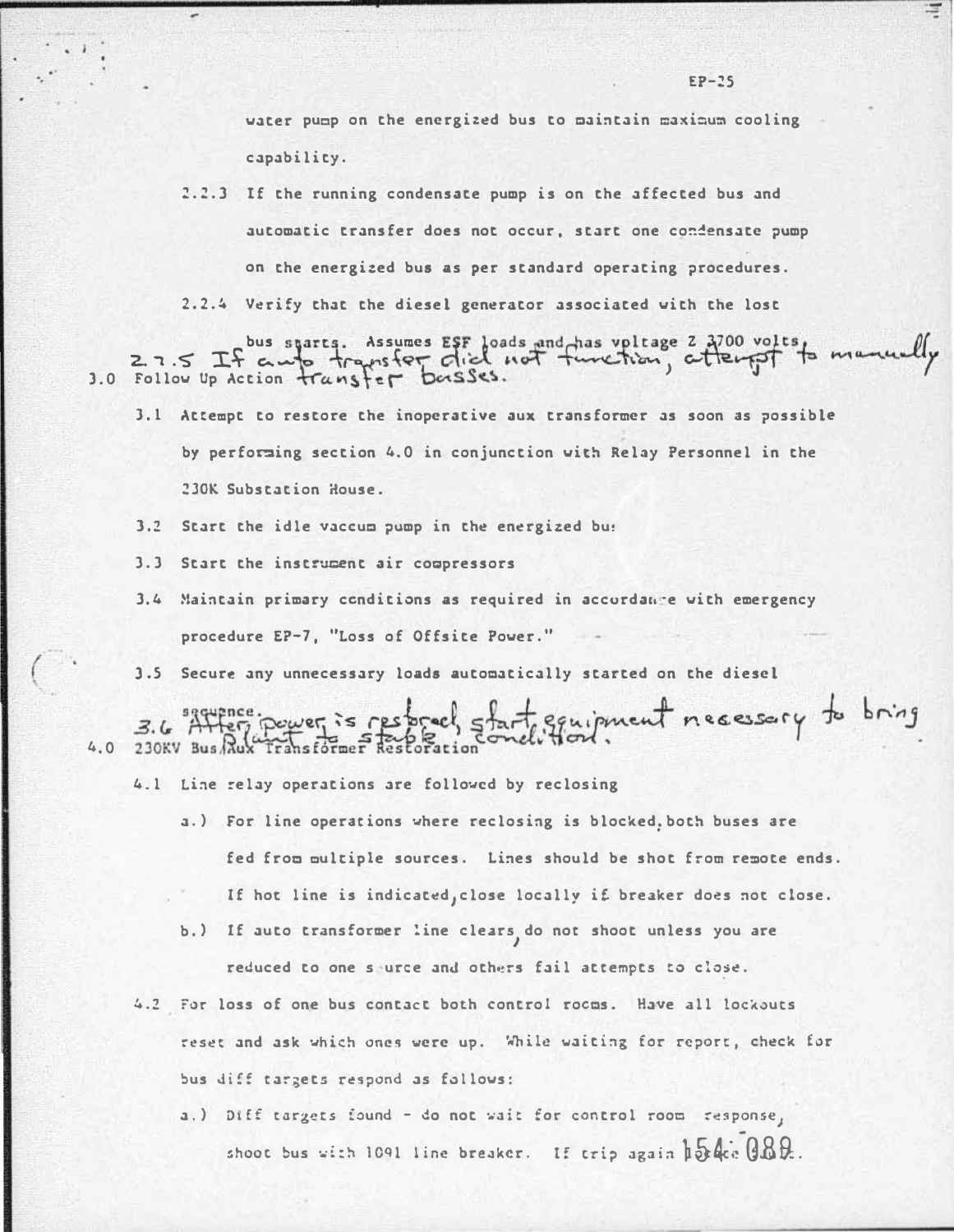water pump on the energized bus to maintain maximum cooling capability.

2.2.3 If the running condensate pump is on the affected bus and automatic transfer does not occur, start one condensate pump on the energized bus as per standard operating procedures.

2.2.4 Verify that the diesel generator associated with the lost bus starts. Assumes ESF loads and has voltage ≥ 3700 volts.

2.2.5 If auto transfer did not function, attempt to manually transfer busses.

3.0 Follow Up Action

3.1 Attempt to restore the inoperative aux transformer as soon as possible by performing section 4.0 in conjunction with Relay Personnel in the 230K Substation House.

3.2 Start the idle vaccum pump in the energized bus

3.3 Start the instrument air compressors

3.4 Maintain primary conditions as required in accordance with emergency procedure EP-7, "Loss of Offsite Power."

3.5 Secure any unnecessary loads automatically started on the diesel sequence.

3.6 After power is restored, start equipment necessary to bring Plant to stable condition.

4.0 230KV Bus/Aux Transformer Restoration

4.1 Line relay operations are followed by reclosing

a.) For line operations where reclosing is blocked, both buses are fed from multiple sources. Lines should be shot from remote ends. If hot line is indicated, close locally if breaker does not close.

b.) If auto transformer line clears, do not shoot unless you are reduced to one source and others fail attempts to close.

4.2 For loss of one bus contact both control rooms. Have all lockouts reset and ask which ones were up. While waiting for report, check for bus diff targets respond as follows:

a.) Diff targets found - do not wait for control room response, shoot bus with 1091 line breaker. If trip again

154 089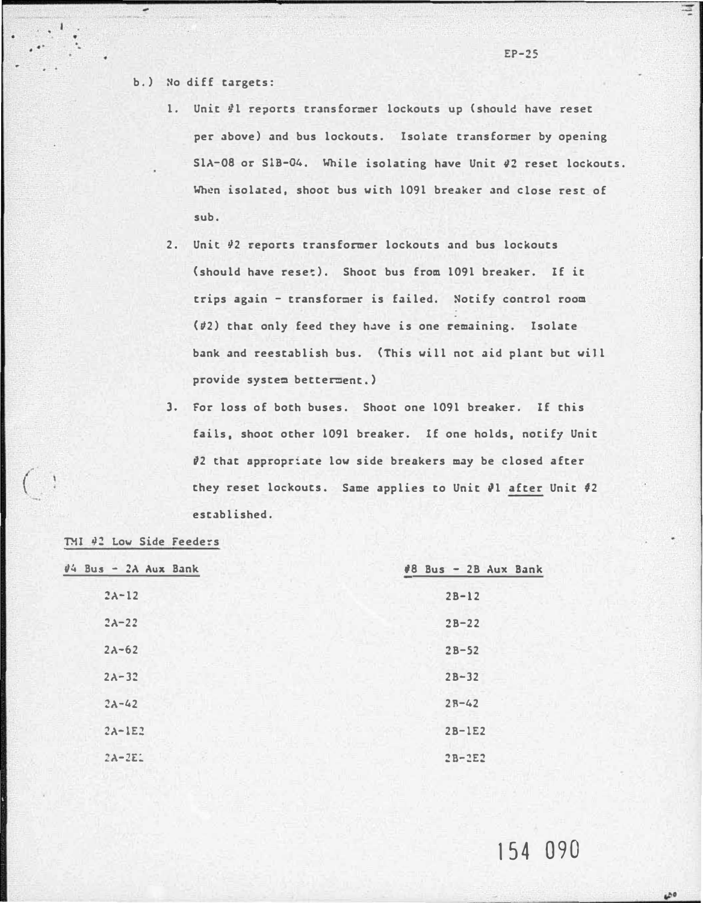b.) No diff targets:

1. Unit #1 reports transformer lockouts up (should have reset per above) and bus lockouts. Isolate transformer by opening S1A-08 or S1B-04. While isolating have Unit #2 reset lockouts. When isolated, shoot bus with 1091 breaker and close rest of sub.

2. Unit #2 reports transformer lockouts and bus lockouts (should have reset). Shoot bus from 1091 breaker. If it trips again - transformer is failed. Notify control room (#2) that only feed they have is one remaining. Isolate bank and reestablish bus. (This will not aid plant but will provide system betterment.)

3. For loss of both buses. Shoot one 1091 breaker. If this fails, shoot other 1091 breaker. If one holds, notify Unit #2 that appropriate low side breakers may be closed after they reset lockouts. Same applies to Unit #1 after Unit #2 established.

TMI #2 Low Side Feeders

| #4 Bus - 2A Aux Bank | #8 Bus - 2B Aux Bank |
|---|---|
| 2A-12 | 2B-12 |
| 2A-22 | 2B-22 |
| 2A-62 | 2B-52 |
| 2A-32 | 2B-32 |
| 2A-42 | 2B-42 |
| 2A-1E2 | 2B-1E2 |
| 2A-2E2 | 2B-2E2 |

154 090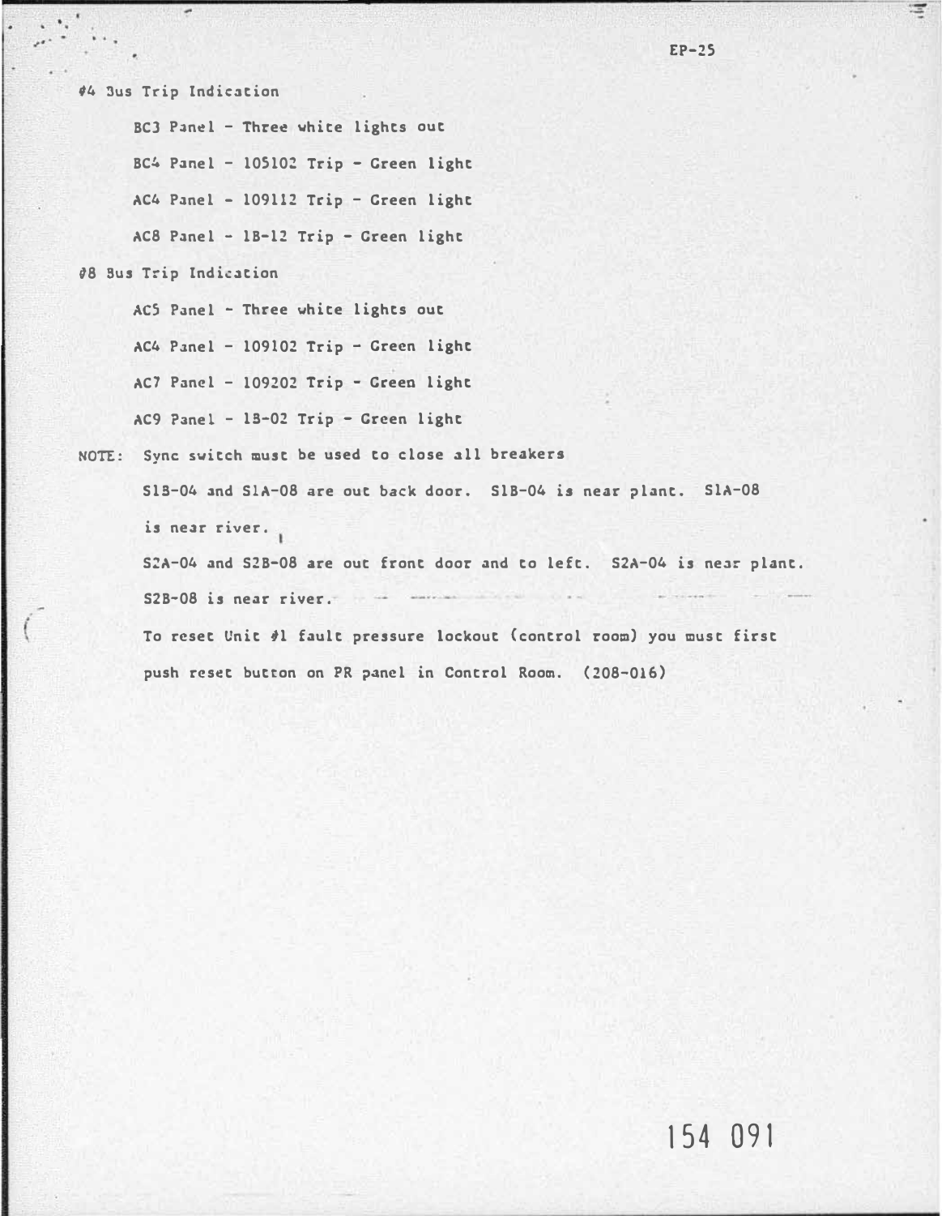#4 Bus Trip Indication

BC3 Panel - Three white lights out

BC4 Panel - 105102 Trip - Green light

AC4 Panel - 109112 Trip - Green light

AC8 Panel - 1B-12 Trip - Green light

#8 Bus Trip Indication

AC5 Panel - Three white lights out

AC4 Panel - 109102 Trip - Green light

AC7 Panel - 109202 Trip - Green light

AC9 Panel - 1B-02 Trip - Green light

NOTE: Sync switch must be used to close all breakers

S1B-04 and S1A-08 are out back door. S1B-04 is near plant. S1A-08 is near river.

S2A-04 and S2B-08 are out front door and to left. S2A-04 is near plant. S2B-08 is near river.

To reset Unit #1 fault pressure lockout (control room) you must first push reset button on PR panel in Control Room. (208-016)